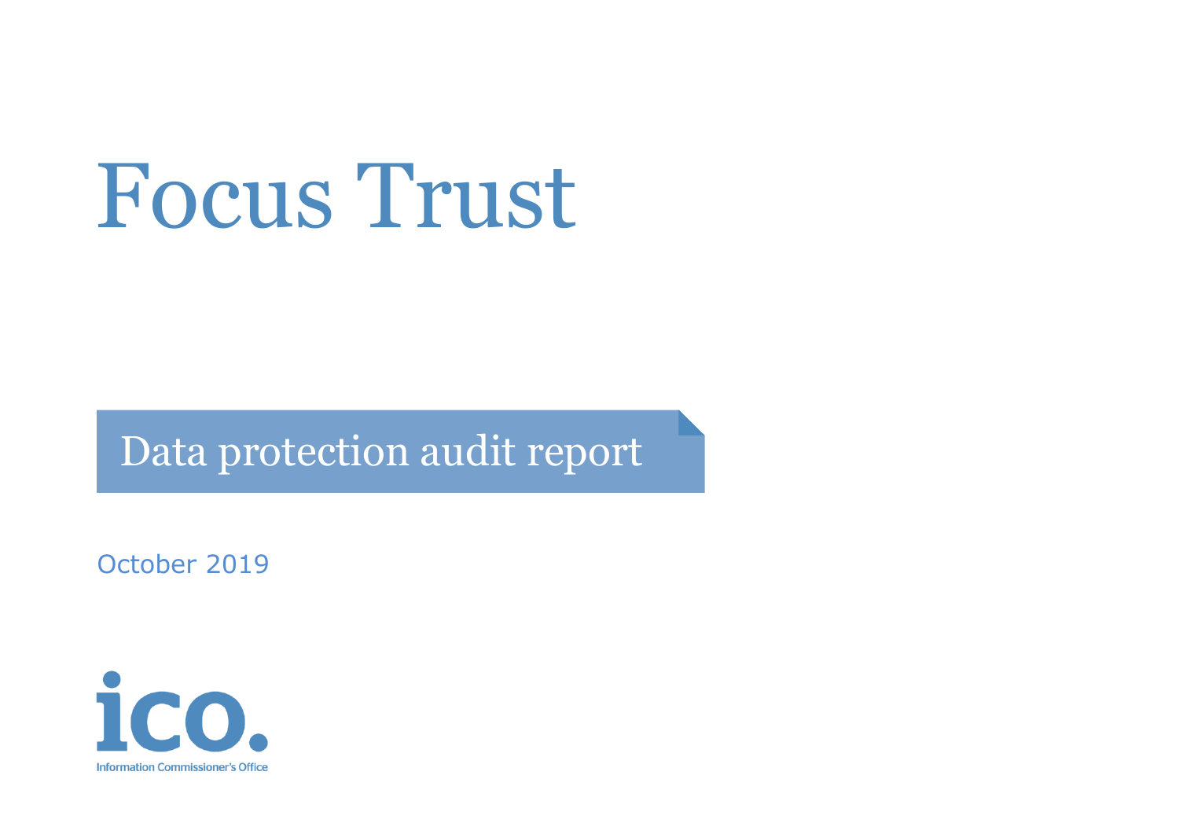# Focus Trust

## Data protection audit report

October 2019

ico.

Information Commissioner's Office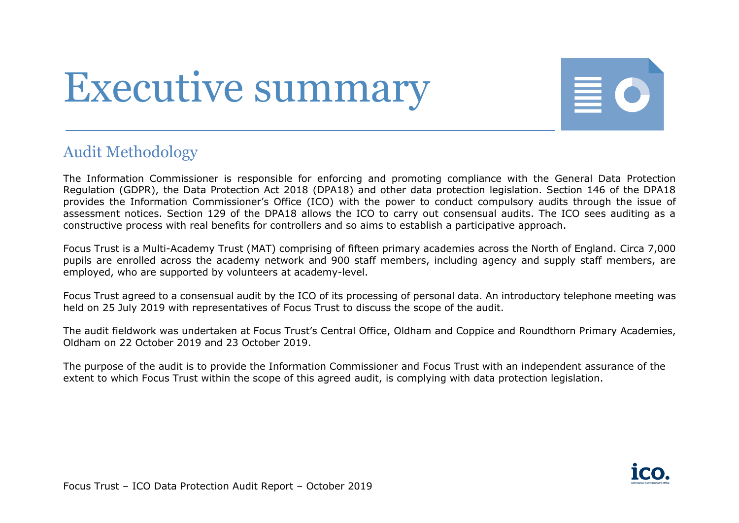# Executive summary

## Audit Methodology

The Information Commissioner is responsible for enforcing and promoting compliance with the General Data Protection Regulation (GDPR), the Data Protection Act 2018 (DPA18) and other data protection legislation. Section 146 of the DPA18 provides the Information Commissioner's Office (ICO) with the power to conduct compulsory audits through the issue of assessment notices. Section 129 of the DPA18 allows the ICO to carry out consensual audits. The ICO sees auditing as a constructive process with real benefits for controllers and so aims to establish a participative approach.

Focus Trust is a Multi-Academy Trust (MAT) comprising of fifteen primary academies across the North of England. Circa 7,000 pupils are enrolled across the academy network and 900 staff members, including agency and supply staff members, are employed, who are supported by volunteers at academy-level.

Focus Trust agreed to a consensual audit by the ICO of its processing of personal data. An introductory telephone meeting was held on 25 July 2019 with representatives of Focus Trust to discuss the scope of the audit.

The audit fieldwork was undertaken at Focus Trust's Central Office, Oldham and Coppice and Roundthorn Primary Academies, Oldham on 22 October 2019 and 23 October 2019.

The purpose of the audit is to provide the Information Commissioner and Focus Trust with an independent assurance of the extent to which Focus Trust within the scope of this agreed audit, is complying with data protection legislation.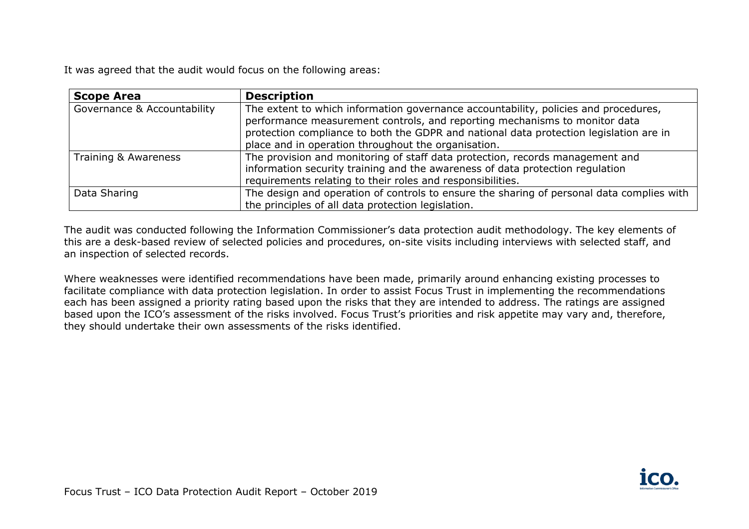It was agreed that the audit would focus on the following areas:

| Scope Area | Description |
| --- | --- |
| Governance & Accountability | The extent to which information governance accountability, policies and procedures, performance measurement controls, and reporting mechanisms to monitor data protection compliance to both the GDPR and national data protection legislation are in place and in operation throughout the organisation. |
| Training & Awareness | The provision and monitoring of staff data protection, records management and information security training and the awareness of data protection regulation requirements relating to their roles and responsibilities. |
| Data Sharing | The design and operation of controls to ensure the sharing of personal data complies with the principles of all data protection legislation. |

The audit was conducted following the Information Commissioner's data protection audit methodology. The key elements of this are a desk-based review of selected policies and procedures, on-site visits including interviews with selected staff, and an inspection of selected records.

Where weaknesses were identified recommendations have been made, primarily around enhancing existing processes to facilitate compliance with data protection legislation. In order to assist Focus Trust in implementing the recommendations each has been assigned a priority rating based upon the risks that they are intended to address. The ratings are assigned based upon the ICO's assessment of the risks involved. Focus Trust's priorities and risk appetite may vary and, therefore, they should undertake their own assessments of the risks identified.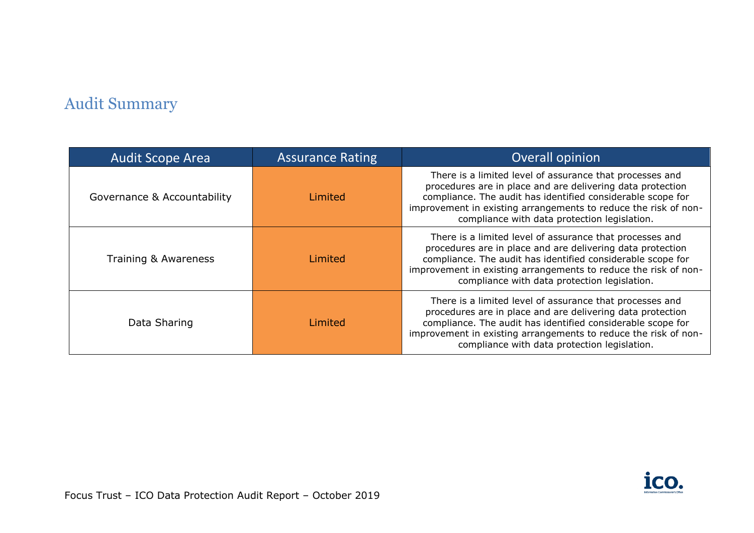## Audit Summary

| Audit Scope Area | Assurance Rating | Overall opinion |
| --- | --- | --- |
| Governance & Accountability | Limited | There is a limited level of assurance that processes and procedures are in place and are delivering data protection compliance. The audit has identified considerable scope for improvement in existing arrangements to reduce the risk of non-compliance with data protection legislation. |
| Training & Awareness | Limited | There is a limited level of assurance that processes and procedures are in place and are delivering data protection compliance. The audit has identified considerable scope for improvement in existing arrangements to reduce the risk of non-compliance with data protection legislation. |
| Data Sharing | Limited | There is a limited level of assurance that processes and procedures are in place and are delivering data protection compliance. The audit has identified considerable scope for improvement in existing arrangements to reduce the risk of non-compliance with data protection legislation. |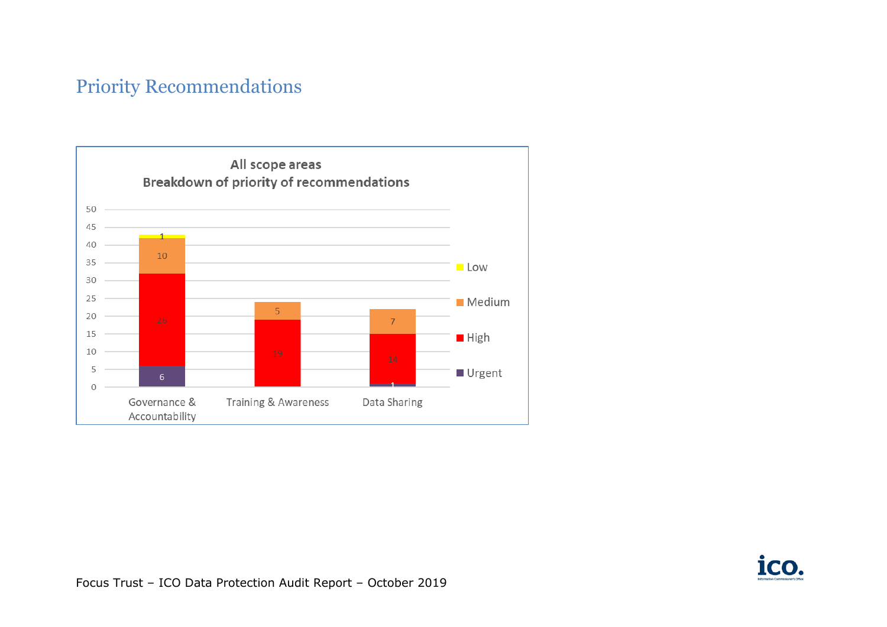## Priority Recommendations

**All scope areas**
**Breakdown of priority of recommendations**

| Scope area | Urgent | High | Medium | Low |
|---|---|---|---|---|
| Governance & Accountability | 6 | 26 | 10 | 1 |
| Training & Awareness | | 19 | 5 | |
| Data Sharing | 1 | 14 | 7 | |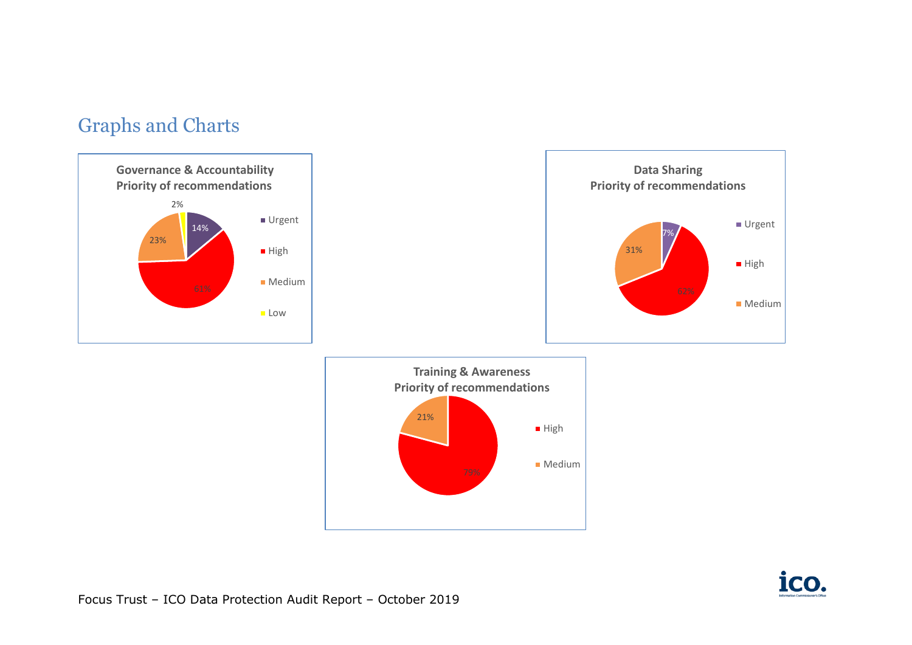## Graphs and Charts

**Governance & Accountability**
**Priority of recommendations**

- Urgent: 14%
- High: 61%
- Medium: 23%
- Low: 2%

**Data Sharing**
**Priority of recommendations**

- Urgent: 7%
- High: 62%
- Medium: 31%

**Training & Awareness**
**Priority of recommendations**

- High: 79%
- Medium: 21%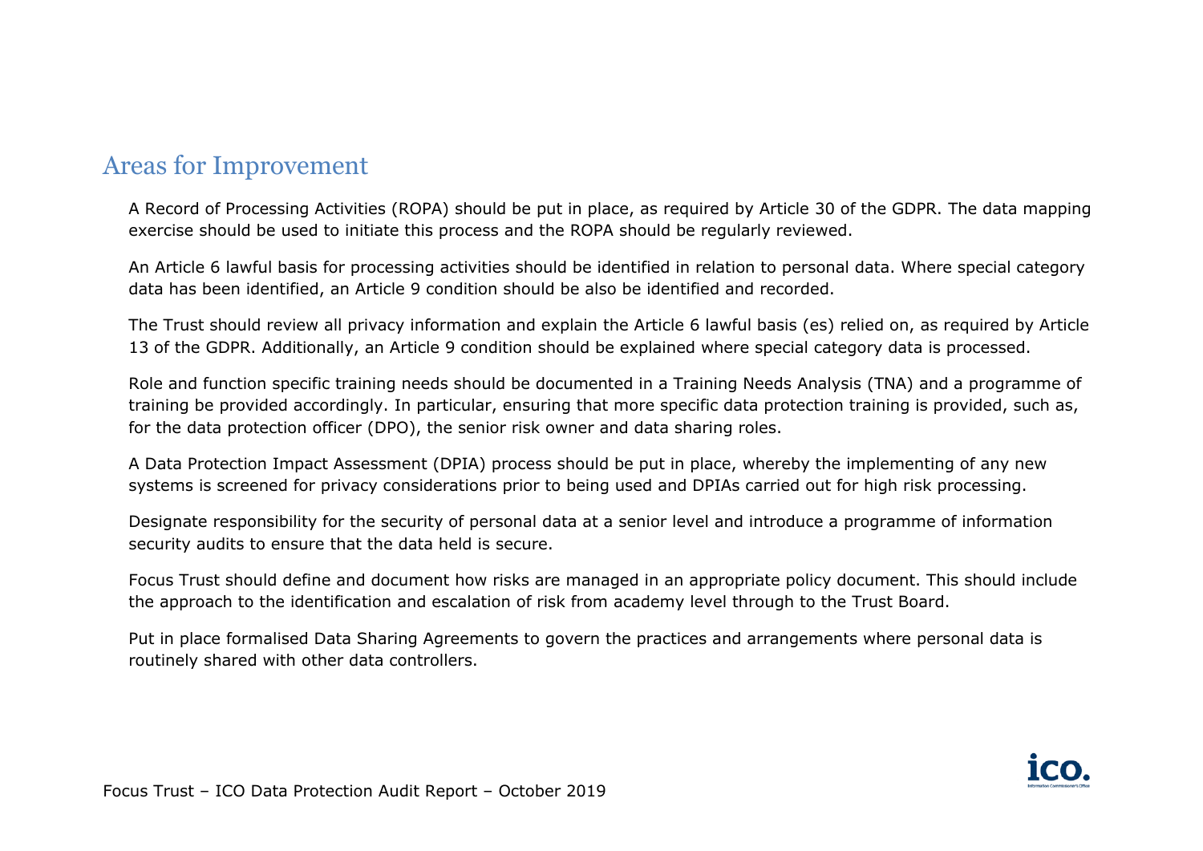## Areas for Improvement

A Record of Processing Activities (ROPA) should be put in place, as required by Article 30 of the GDPR. The data mapping exercise should be used to initiate this process and the ROPA should be regularly reviewed.

An Article 6 lawful basis for processing activities should be identified in relation to personal data. Where special category data has been identified, an Article 9 condition should be also be identified and recorded.

The Trust should review all privacy information and explain the Article 6 lawful basis (es) relied on, as required by Article 13 of the GDPR. Additionally, an Article 9 condition should be explained where special category data is processed.

Role and function specific training needs should be documented in a Training Needs Analysis (TNA) and a programme of training be provided accordingly. In particular, ensuring that more specific data protection training is provided, such as, for the data protection officer (DPO), the senior risk owner and data sharing roles.

A Data Protection Impact Assessment (DPIA) process should be put in place, whereby the implementing of any new systems is screened for privacy considerations prior to being used and DPIAs carried out for high risk processing.

Designate responsibility for the security of personal data at a senior level and introduce a programme of information security audits to ensure that the data held is secure.

Focus Trust should define and document how risks are managed in an appropriate policy document. This should include the approach to the identification and escalation of risk from academy level through to the Trust Board.

Put in place formalised Data Sharing Agreements to govern the practices and arrangements where personal data is routinely shared with other data controllers.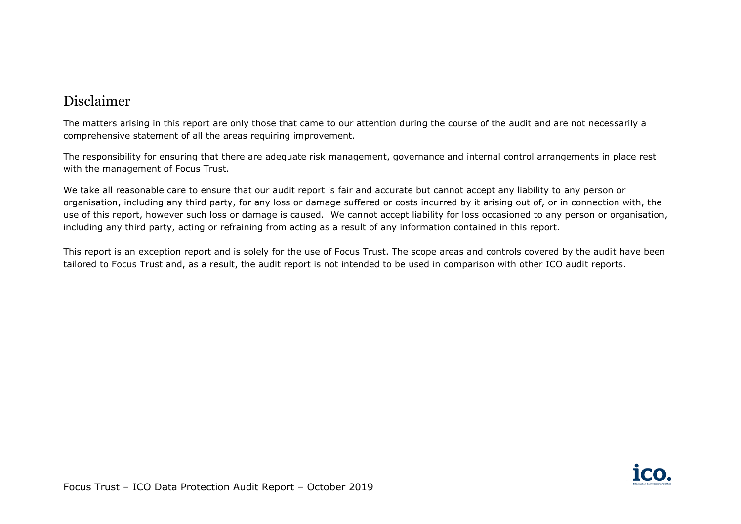## Disclaimer

The matters arising in this report are only those that came to our attention during the course of the audit and are not necessarily a comprehensive statement of all the areas requiring improvement.

The responsibility for ensuring that there are adequate risk management, governance and internal control arrangements in place rest with the management of Focus Trust.

We take all reasonable care to ensure that our audit report is fair and accurate but cannot accept any liability to any person or organisation, including any third party, for any loss or damage suffered or costs incurred by it arising out of, or in connection with, the use of this report, however such loss or damage is caused. We cannot accept liability for loss occasioned to any person or organisation, including any third party, acting or refraining from acting as a result of any information contained in this report.

This report is an exception report and is solely for the use of Focus Trust. The scope areas and controls covered by the audit have been tailored to Focus Trust and, as a result, the audit report is not intended to be used in comparison with other ICO audit reports.